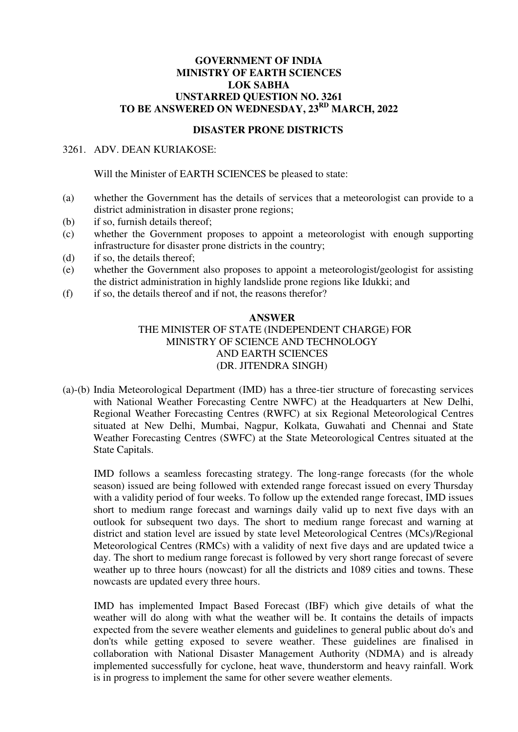**GOVERNMENT OF INDIA**
**MINISTRY OF EARTH SCIENCES**
**LOK SABHA**
**UNSTARRED QUESTION NO. 3261**
**TO BE ANSWERED ON WEDNESDAY, 23RD MARCH, 2022**

**DISASTER PRONE DISTRICTS**

3261. ADV. DEAN KURIAKOSE:

Will the Minister of EARTH SCIENCES be pleased to state:

(a) whether the Government has the details of services that a meteorologist can provide to a district administration in disaster prone regions;
(b) if so, furnish details thereof;
(c) whether the Government proposes to appoint a meteorologist with enough supporting infrastructure for disaster prone districts in the country;
(d) if so, the details thereof;
(e) whether the Government also proposes to appoint a meteorologist/geologist for assisting the district administration in highly landslide prone regions like Idukki; and
(f) if so, the details thereof and if not, the reasons therefor?

**ANSWER**
THE MINISTER OF STATE (INDEPENDENT CHARGE) FOR
MINISTRY OF SCIENCE AND TECHNOLOGY
AND EARTH SCIENCES
(DR. JITENDRA SINGH)

(a)-(b) India Meteorological Department (IMD) has a three-tier structure of forecasting services with National Weather Forecasting Centre NWFC) at the Headquarters at New Delhi, Regional Weather Forecasting Centres (RWFC) at six Regional Meteorological Centres situated at New Delhi, Mumbai, Nagpur, Kolkata, Guwahati and Chennai and State Weather Forecasting Centres (SWFC) at the State Meteorological Centres situated at the State Capitals.

IMD follows a seamless forecasting strategy. The long-range forecasts (for the whole season) issued are being followed with extended range forecast issued on every Thursday with a validity period of four weeks. To follow up the extended range forecast, IMD issues short to medium range forecast and warnings daily valid up to next five days with an outlook for subsequent two days. The short to medium range forecast and warning at district and station level are issued by state level Meteorological Centres (MCs)/Regional Meteorological Centres (RMCs) with a validity of next five days and are updated twice a day. The short to medium range forecast is followed by very short range forecast of severe weather up to three hours (nowcast) for all the districts and 1089 cities and towns. These nowcasts are updated every three hours.

IMD has implemented Impact Based Forecast (IBF) which give details of what the weather will do along with what the weather will be. It contains the details of impacts expected from the severe weather elements and guidelines to general public about do's and don'ts while getting exposed to severe weather. These guidelines are finalised in collaboration with National Disaster Management Authority (NDMA) and is already implemented successfully for cyclone, heat wave, thunderstorm and heavy rainfall. Work is in progress to implement the same for other severe weather elements.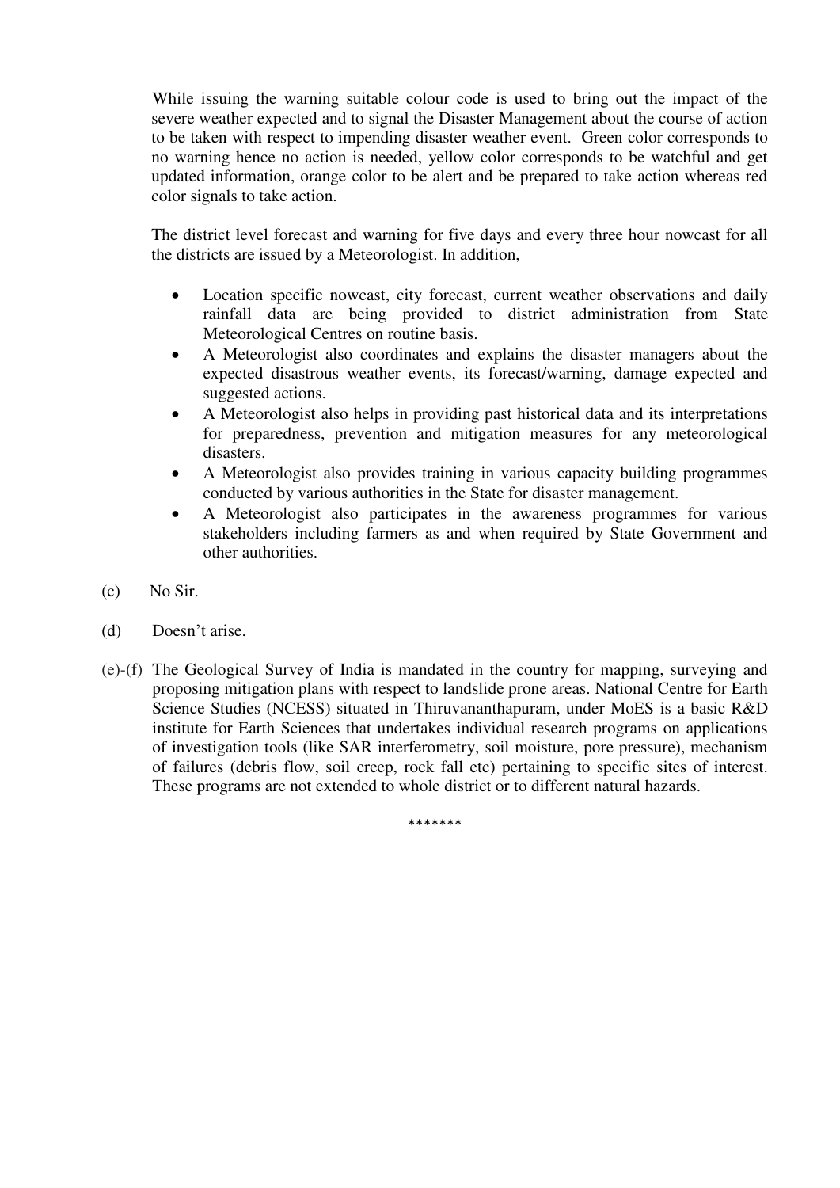While issuing the warning suitable colour code is used to bring out the impact of the severe weather expected and to signal the Disaster Management about the course of action to be taken with respect to impending disaster weather event. Green color corresponds to no warning hence no action is needed, yellow color corresponds to be watchful and get updated information, orange color to be alert and be prepared to take action whereas red color signals to take action.

The district level forecast and warning for five days and every three hour nowcast for all the districts are issued by a Meteorologist. In addition,

- Location specific nowcast, city forecast, current weather observations and daily rainfall data are being provided to district administration from State Meteorological Centres on routine basis.
- A Meteorologist also coordinates and explains the disaster managers about the expected disastrous weather events, its forecast/warning, damage expected and suggested actions.
- A Meteorologist also helps in providing past historical data and its interpretations for preparedness, prevention and mitigation measures for any meteorological disasters.
- A Meteorologist also provides training in various capacity building programmes conducted by various authorities in the State for disaster management.
- A Meteorologist also participates in the awareness programmes for various stakeholders including farmers as and when required by State Government and other authorities.

(c) No Sir.

(d) Doesn't arise.

(e)-(f) The Geological Survey of India is mandated in the country for mapping, surveying and proposing mitigation plans with respect to landslide prone areas. National Centre for Earth Science Studies (NCESS) situated in Thiruvananthapuram, under MoES is a basic R&D institute for Earth Sciences that undertakes individual research programs on applications of investigation tools (like SAR interferometry, soil moisture, pore pressure), mechanism of failures (debris flow, soil creep, rock fall etc) pertaining to specific sites of interest. These programs are not extended to whole district or to different natural hazards.

*******